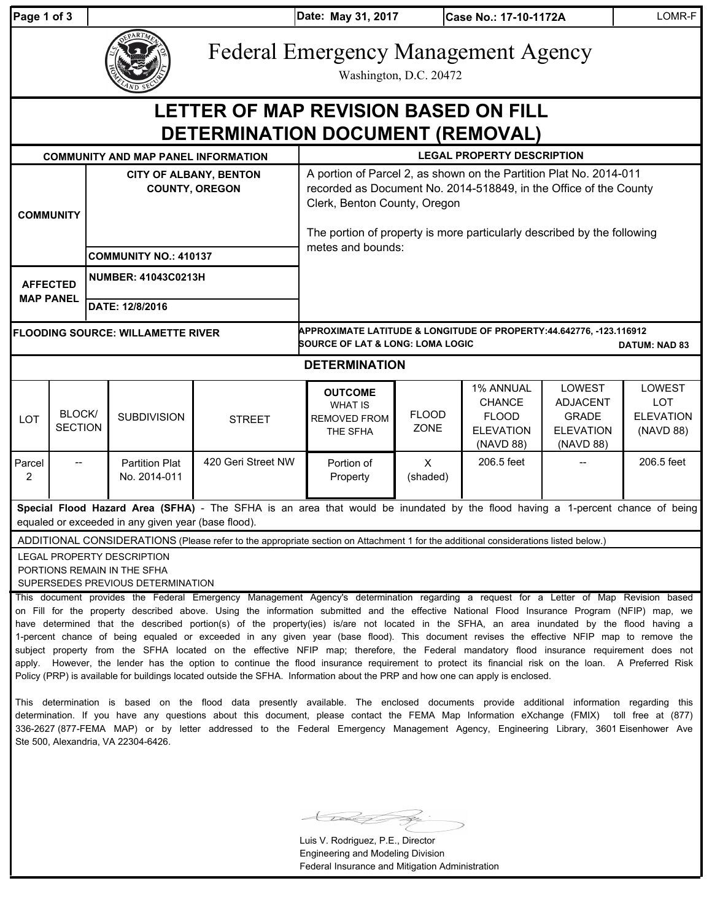Date: May 31, 2017 | Case No.: 17-10-1172A | LOMR-F

# Federal Emergency Management Agency

Washington, D.C. 20472

## LETTER OF MAP REVISION BASED ON FILL DETERMINATION DOCUMENT (REMOVAL)

| COMMUNITY AND MAP PANEL INFORMATION | | LEGAL PROPERTY DESCRIPTION |
|---|---|---|
| COMMUNITY | CITY OF ALBANY, BENTON COUNTY, OREGON | A portion of Parcel 2, as shown on the Partition Plat No. 2014-011 recorded as Document No. 2014-518849, in the Office of the County Clerk, Benton County, Oregon<br><br>The portion of property is more particularly described by the following metes and bounds: |
| | COMMUNITY NO.: 410137 | |
| AFFECTED MAP PANEL | NUMBER: 41043C0213H | |
| | DATE: 12/8/2016 | |

**FLOODING SOURCE: WILLAMETTE RIVER**

**APPROXIMATE LATITUDE & LONGITUDE OF PROPERTY:** 44.642776, -123.116912
**SOURCE OF LAT & LONG:** LOMA LOGIC **DATUM:** NAD 83

### DETERMINATION

| LOT | BLOCK/ SECTION | SUBDIVISION | STREET | OUTCOME WHAT IS REMOVED FROM THE SFHA | FLOOD ZONE | 1% ANNUAL CHANCE FLOOD ELEVATION (NAVD 88) | LOWEST ADJACENT GRADE ELEVATION (NAVD 88) | LOWEST LOT ELEVATION (NAVD 88) |
|---|---|---|---|---|---|---|---|---|
| Parcel 2 | -- | Partition Plat No. 2014-011 | 420 Geri Street NW | Portion of Property | X (shaded) | 206.5 feet | -- | 206.5 feet |

**Special Flood Hazard Area (SFHA)** - The SFHA is an area that would be inundated by the flood having a 1-percent chance of being equaled or exceeded in any given year (base flood).

ADDITIONAL CONSIDERATIONS (Please refer to the appropriate section on Attachment 1 for the additional considerations listed below.)

LEGAL PROPERTY DESCRIPTION
PORTIONS REMAIN IN THE SFHA
SUPERSEDES PREVIOUS DETERMINATION

This document provides the Federal Emergency Management Agency's determination regarding a request for a Letter of Map Revision based on Fill for the property described above. Using the information submitted and the effective National Flood Insurance Program (NFIP) map, we have determined that the described portion(s) of the property(ies) is/are not located in the SFHA, an area inundated by the flood having a 1-percent chance of being equaled or exceeded in any given year (base flood). This document revises the effective NFIP map to remove the subject property from the SFHA located on the effective NFIP map; therefore, the Federal mandatory flood insurance requirement does not apply. However, the lender has the option to continue the flood insurance requirement to protect its financial risk on the loan. A Preferred Risk Policy (PRP) is available for buildings located outside the SFHA. Information about the PRP and how one can apply is enclosed.

This determination is based on the flood data presently available. The enclosed documents provide additional information regarding this determination. If you have any questions about this document, please contact the FEMA Map Information eXchange (FMIX) toll free at (877) 336-2627 (877-FEMA MAP) or by letter addressed to the Federal Emergency Management Agency, Engineering Library, 3601 Eisenhower Ave Ste 500, Alexandria, VA 22304-6426.

Luis V. Rodriguez, P.E., Director
Engineering and Modeling Division
Federal Insurance and Mitigation Administration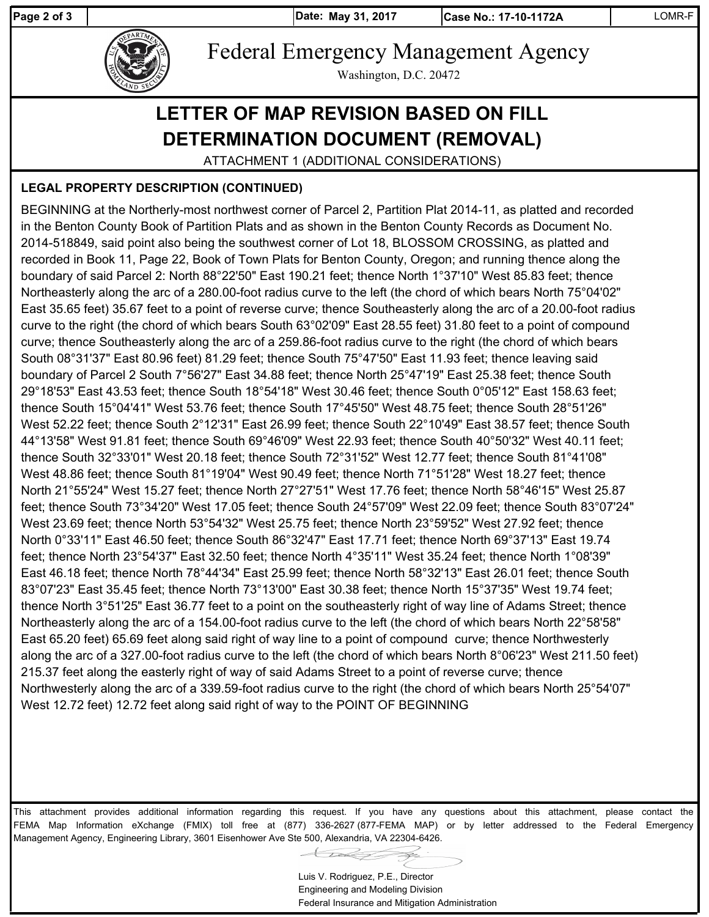# Federal Emergency Management Agency

Washington, D.C. 20472

## LETTER OF MAP REVISION BASED ON FILL DETERMINATION DOCUMENT (REMOVAL)

ATTACHMENT 1 (ADDITIONAL CONSIDERATIONS)

**LEGAL PROPERTY DESCRIPTION (CONTINUED)**

BEGINNING at the Northerly-most northwest corner of Parcel 2, Partition Plat 2014-11, as platted and recorded in the Benton County Book of Partition Plats and as shown in the Benton County Records as Document No. 2014-518849, said point also being the southwest corner of Lot 18, BLOSSOM CROSSING, as platted and recorded in Book 11, Page 22, Book of Town Plats for Benton County, Oregon; and running thence along the boundary of said Parcel 2: North 88°22'50" East 190.21 feet; thence North 1°37'10" West 85.83 feet; thence Northeasterly along the arc of a 280.00-foot radius curve to the left (the chord of which bears North 75°04'02" East 35.65 feet) 35.67 feet to a point of reverse curve; thence Southeasterly along the arc of a 20.00-foot radius curve to the right (the chord of which bears South 63°02'09" East 28.55 feet) 31.80 feet to a point of compound curve; thence Southeasterly along the arc of a 259.86-foot radius curve to the right (the chord of which bears South 08°31'37" East 80.96 feet) 81.29 feet; thence South 75°47'50" East 11.93 feet; thence leaving said boundary of Parcel 2 South 7°56'27" East 34.88 feet; thence North 25°47'19" East 25.38 feet; thence South 29°18'53" East 43.53 feet; thence South 18°54'18" West 30.46 feet; thence South 0°05'12" East 158.63 feet; thence South 15°04'41" West 53.76 feet; thence South 17°45'50" West 48.75 feet; thence South 28°51'26" West 52.22 feet; thence South 2°12'31" East 26.99 feet; thence South 22°10'49" East 38.57 feet; thence South 44°13'58" West 91.81 feet; thence South 69°46'09" West 22.93 feet; thence South 40°50'32" West 40.11 feet; thence South 32°33'01" West 20.18 feet; thence South 72°31'52" West 12.77 feet; thence South 81°41'08" West 48.86 feet; thence South 81°19'04" West 90.49 feet; thence North 71°51'28" West 18.27 feet; thence North 21°55'24" West 15.27 feet; thence North 27°27'51" West 17.76 feet; thence North 58°46'15" West 25.87 feet; thence South 73°34'20" West 17.05 feet; thence South 24°57'09" West 22.09 feet; thence South 83°07'24" West 23.69 feet; thence North 53°54'32" West 25.75 feet; thence North 23°59'52" West 27.92 feet; thence North 0°33'11" East 46.50 feet; thence South 86°32'47" East 17.71 feet; thence North 69°37'13" East 19.74 feet; thence North 23°54'37" East 32.50 feet; thence North 4°35'11" West 35.24 feet; thence North 1°08'39" East 46.18 feet; thence North 78°44'34" East 25.99 feet; thence North 58°32'13" East 26.01 feet; thence South 83°07'23" East 35.45 feet; thence North 73°13'00" East 30.38 feet; thence North 15°37'35" West 19.74 feet; thence North 3°51'25" East 36.77 feet to a point on the southeasterly right of way line of Adams Street; thence Northeasterly along the arc of a 154.00-foot radius curve to the left (the chord of which bears North 22°58'58" East 65.20 feet) 65.69 feet along said right of way line to a point of compound curve; thence Northwesterly along the arc of a 327.00-foot radius curve to the left (the chord of which bears North 8°06'23" West 211.50 feet) 215.37 feet along the easterly right of way of said Adams Street to a point of reverse curve; thence Northwesterly along the arc of a 339.59-foot radius curve to the right (the chord of which bears North 25°54'07" West 12.72 feet) 12.72 feet along said right of way to the POINT OF BEGINNING

This attachment provides additional information regarding this request. If you have any questions about this attachment, please contact the FEMA Map Information eXchange (FMIX) toll free at (877) 336-2627 (877-FEMA MAP) or by letter addressed to the Federal Emergency Management Agency, Engineering Library, 3601 Eisenhower Ave Ste 500, Alexandria, VA 22304-6426.

Luis V. Rodriguez, P.E., Director
Engineering and Modeling Division
Federal Insurance and Mitigation Administration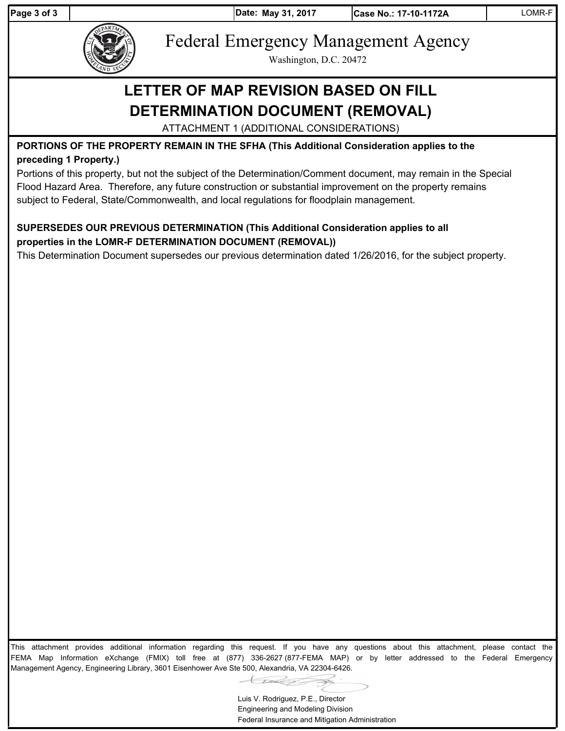Date: May 31, 2017 | Case No.: 17-10-1172A | LOMR-F

# Federal Emergency Management Agency

Washington, D.C. 20472

## LETTER OF MAP REVISION BASED ON FILL DETERMINATION DOCUMENT (REMOVAL)

ATTACHMENT 1 (ADDITIONAL CONSIDERATIONS)

**PORTIONS OF THE PROPERTY REMAIN IN THE SFHA (This Additional Consideration applies to the preceding 1 Property.)**

Portions of this property, but not the subject of the Determination/Comment document, may remain in the Special Flood Hazard Area. Therefore, any future construction or substantial improvement on the property remains subject to Federal, State/Commonwealth, and local regulations for floodplain management.

**SUPERSEDES OUR PREVIOUS DETERMINATION (This Additional Consideration applies to all properties in the LOMR-F DETERMINATION DOCUMENT (REMOVAL))**

This Determination Document supersedes our previous determination dated 1/26/2016, for the subject property.

This attachment provides additional information regarding this request. If you have any questions about this attachment, please contact the FEMA Map Information eXchange (FMIX) toll free at (877) 336-2627 (877-FEMA MAP) or by letter addressed to the Federal Emergency Management Agency, Engineering Library, 3601 Eisenhower Ave Ste 500, Alexandria, VA 22304-6426.

Luis V. Rodriguez, P.E., Director
Engineering and Modeling Division
Federal Insurance and Mitigation Administration